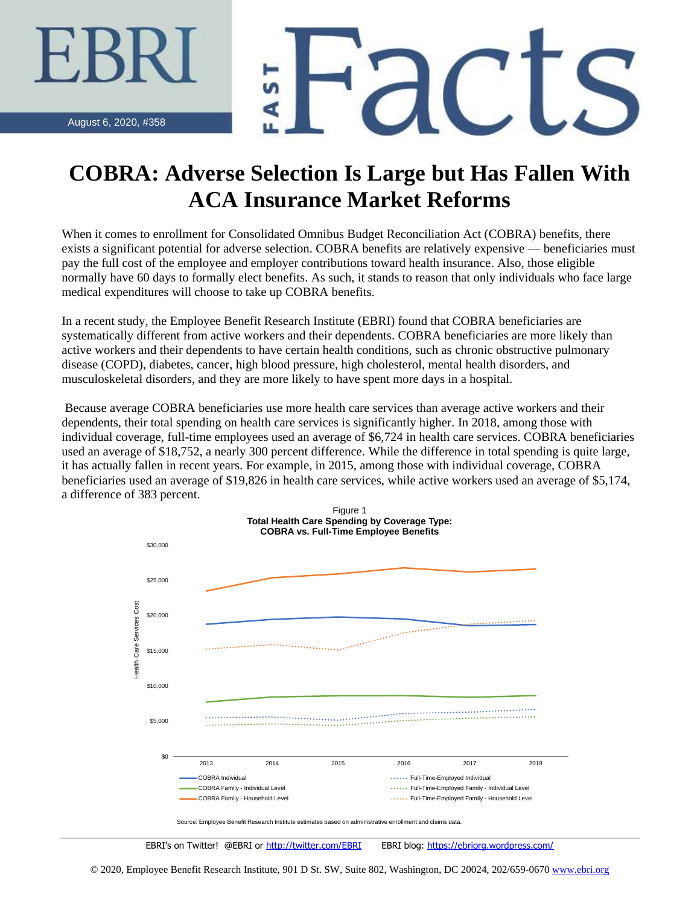EBRI Fast Facts

August 6, 2020, #358

# COBRA: Adverse Selection Is Large but Has Fallen With ACA Insurance Market Reforms

When it comes to enrollment for Consolidated Omnibus Budget Reconciliation Act (COBRA) benefits, there exists a significant potential for adverse selection. COBRA benefits are relatively expensive — beneficiaries must pay the full cost of the employee and employer contributions toward health insurance. Also, those eligible normally have 60 days to formally elect benefits. As such, it stands to reason that only individuals who face large medical expenditures will choose to take up COBRA benefits.

In a recent study, the Employee Benefit Research Institute (EBRI) found that COBRA beneficiaries are systematically different from active workers and their dependents. COBRA beneficiaries are more likely than active workers and their dependents to have certain health conditions, such as chronic obstructive pulmonary disease (COPD), diabetes, cancer, high blood pressure, high cholesterol, mental health disorders, and musculoskeletal disorders, and they are more likely to have spent more days in a hospital.

Because average COBRA beneficiaries use more health care services than average active workers and their dependents, their total spending on health care services is significantly higher. In 2018, among those with individual coverage, full-time employees used an average of $6,724 in health care services. COBRA beneficiaries used an average of $18,752, a nearly 300 percent difference. While the difference in total spending is quite large, it has actually fallen in recent years. For example, in 2015, among those with individual coverage, COBRA beneficiaries used an average of $19,826 in health care services, while active workers used an average of $5,174, a difference of 383 percent.

Figure 1
**Total Health Care Spending by Coverage Type: COBRA vs. Full-Time Employee Benefits**

Source: Employee Benefit Research Institute estimates based on administrative enrollment and claims data.

EBRI's on Twitter! @EBRI or http://twitter.com/EBRI EBRI blog: https://ebriorg.wordpress.com/

© 2020, Employee Benefit Research Institute, 901 D St. SW, Suite 802, Washington, DC 20024, 202/659-0670 www.ebri.org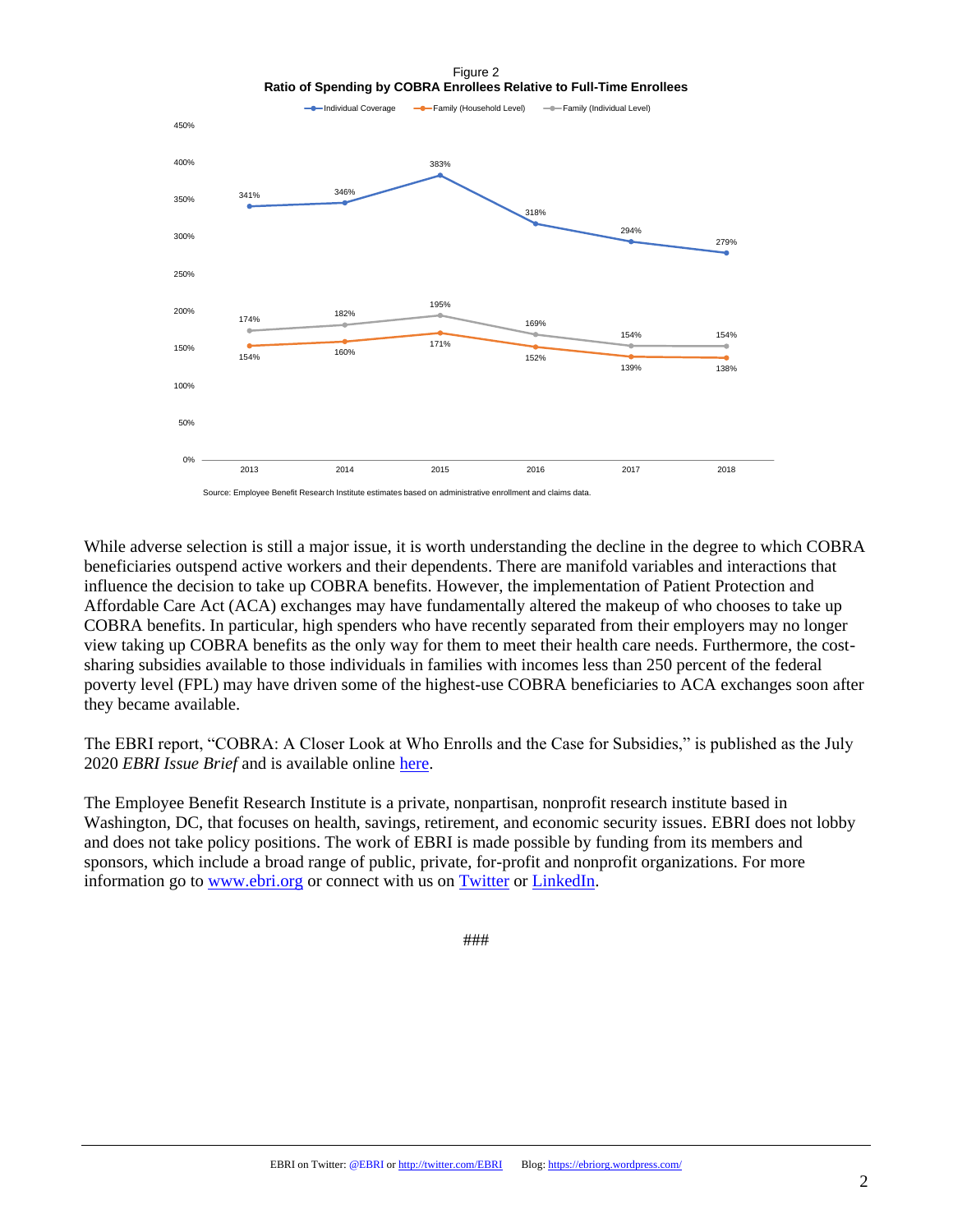Figure 2
**Ratio of Spending by COBRA Enrollees Relative to Full-Time Enrollees**

Individual Coverage
Family (Household Level)
Family (Individual Level)

450%
400%
350%
300%
250%
200%
150%
100%
50%
0%

2013
2014
2015
2016
2017
2018

341%
346%
383%
318%
294%
279%

174%
182%
195%
169%
154%
154%

154%
160%
171%
152%
139%
138%

Source: Employee Benefit Research Institute estimates based on administrative enrollment and claims data.

While adverse selection is still a major issue, it is worth understanding the decline in the degree to which COBRA beneficiaries outspend active workers and their dependents. There are manifold variables and interactions that influence the decision to take up COBRA benefits. However, the implementation of Patient Protection and Affordable Care Act (ACA) exchanges may have fundamentally altered the makeup of who chooses to take up COBRA benefits. In particular, high spenders who have recently separated from their employers may no longer view taking up COBRA benefits as the only way for them to meet their health care needs. Furthermore, the cost-sharing subsidies available to those individuals in families with incomes less than 250 percent of the federal poverty level (FPL) may have driven some of the highest-use COBRA beneficiaries to ACA exchanges soon after they became available.

The EBRI report, "COBRA: A Closer Look at Who Enrolls and the Case for Subsidies," is published as the July 2020 *EBRI Issue Brief* and is available online [here](#).

The Employee Benefit Research Institute is a private, nonpartisan, nonprofit research institute based in Washington, DC, that focuses on health, savings, retirement, and economic security issues. EBRI does not lobby and does not take policy positions. The work of EBRI is made possible by funding from its members and sponsors, which include a broad range of public, private, for-profit and nonprofit organizations. For more information go to [www.ebri.org](http://www.ebri.org) or connect with us on [Twitter](#) or [LinkedIn](#).

###

EBRI on Twitter: @EBRI or http://twitter.com/EBRI      Blog: https://ebriorg.wordpress.com/